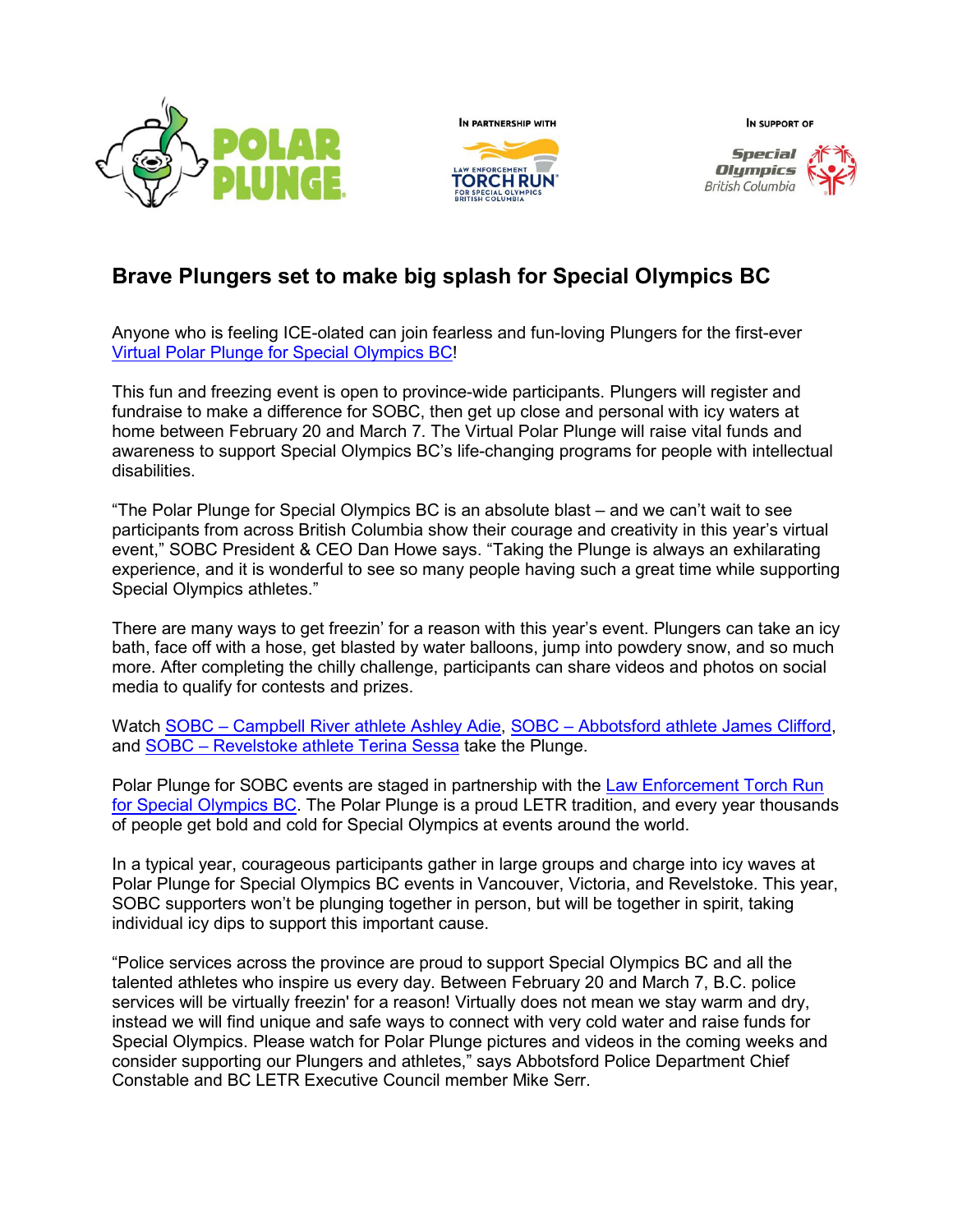POLAR PLUNGE

IN PARTNERSHIP WITH

LAW ENFORCEMENT TORCH RUN FOR SPECIAL OLYMPICS BRITISH COLUMBIA

IN SUPPORT OF

Special Olympics British Columbia

## Brave Plungers set to make big splash for Special Olympics BC

Anyone who is feeling ICE-olated can join fearless and fun-loving Plungers for the first-ever Virtual Polar Plunge for Special Olympics BC!

This fun and freezing event is open to province-wide participants. Plungers will register and fundraise to make a difference for SOBC, then get up close and personal with icy waters at home between February 20 and March 7. The Virtual Polar Plunge will raise vital funds and awareness to support Special Olympics BC's life-changing programs for people with intellectual disabilities.

"The Polar Plunge for Special Olympics BC is an absolute blast – and we can't wait to see participants from across British Columbia show their courage and creativity in this year's virtual event," SOBC President & CEO Dan Howe says. "Taking the Plunge is always an exhilarating experience, and it is wonderful to see so many people having such a great time while supporting Special Olympics athletes."

There are many ways to get freezin' for a reason with this year's event. Plungers can take an icy bath, face off with a hose, get blasted by water balloons, jump into powdery snow, and so much more. After completing the chilly challenge, participants can share videos and photos on social media to qualify for contests and prizes.

Watch SOBC – Campbell River athlete Ashley Adie, SOBC – Abbotsford athlete James Clifford, and SOBC – Revelstoke athlete Terina Sessa take the Plunge.

Polar Plunge for SOBC events are staged in partnership with the Law Enforcement Torch Run for Special Olympics BC. The Polar Plunge is a proud LETR tradition, and every year thousands of people get bold and cold for Special Olympics at events around the world.

In a typical year, courageous participants gather in large groups and charge into icy waves at Polar Plunge for Special Olympics BC events in Vancouver, Victoria, and Revelstoke. This year, SOBC supporters won't be plunging together in person, but will be together in spirit, taking individual icy dips to support this important cause.

"Police services across the province are proud to support Special Olympics BC and all the talented athletes who inspire us every day. Between February 20 and March 7, B.C. police services will be virtually freezin' for a reason! Virtually does not mean we stay warm and dry, instead we will find unique and safe ways to connect with very cold water and raise funds for Special Olympics. Please watch for Polar Plunge pictures and videos in the coming weeks and consider supporting our Plungers and athletes," says Abbotsford Police Department Chief Constable and BC LETR Executive Council member Mike Serr.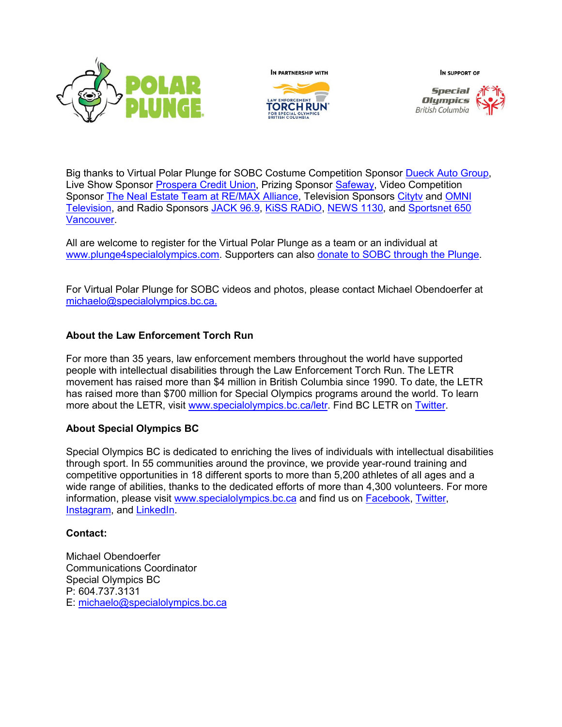Big thanks to Virtual Polar Plunge for SOBC Costume Competition Sponsor Dueck Auto Group, Live Show Sponsor Prospera Credit Union, Prizing Sponsor Safeway, Video Competition Sponsor The Neal Estate Team at RE/MAX Alliance, Television Sponsors Citytv and OMNI Television, and Radio Sponsors JACK 96.9, KiSS RADiO, NEWS 1130, and Sportsnet 650 Vancouver.

All are welcome to register for the Virtual Polar Plunge as a team or an individual at www.plunge4specialolympics.com. Supporters can also donate to SOBC through the Plunge.

For Virtual Polar Plunge for SOBC videos and photos, please contact Michael Obendoerfer at michaelo@specialolympics.bc.ca.

**About the Law Enforcement Torch Run**

For more than 35 years, law enforcement members throughout the world have supported people with intellectual disabilities through the Law Enforcement Torch Run. The LETR movement has raised more than $4 million in British Columbia since 1990. To date, the LETR has raised more than $700 million for Special Olympics programs around the world. To learn more about the LETR, visit www.specialolympics.bc.ca/letr. Find BC LETR on Twitter.

**About Special Olympics BC**

Special Olympics BC is dedicated to enriching the lives of individuals with intellectual disabilities through sport. In 55 communities around the province, we provide year-round training and competitive opportunities in 18 different sports to more than 5,200 athletes of all ages and a wide range of abilities, thanks to the dedicated efforts of more than 4,300 volunteers. For more information, please visit www.specialolympics.bc.ca and find us on Facebook, Twitter, Instagram, and LinkedIn.

**Contact:**

Michael Obendoerfer
Communications Coordinator
Special Olympics BC
P: 604.737.3131
E: michaelo@specialolympics.bc.ca